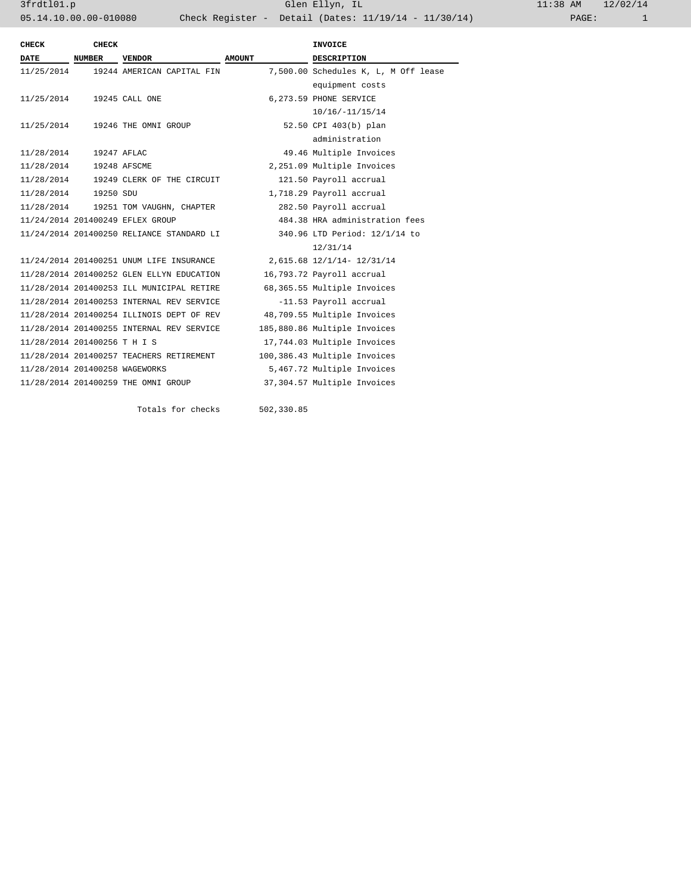# Check Register - Detail (Dates: 11/19/14 - 11/30/14)

Glen Ellyn, IL

| CHECK DATE | CHECK NUMBER | VENDOR | AMOUNT | INVOICE DESCRIPTION |
|---|---|---|---|---|
| 11/25/2014 | 19244 | AMERICAN CAPITAL FIN | 7,500.00 | Schedules K, L, M Off lease equipment costs |
| 11/25/2014 | 19245 | CALL ONE | 6,273.59 | PHONE SERVICE 10/16/-11/15/14 |
| 11/25/2014 | 19246 | THE OMNI GROUP | 52.50 | CPI 403(b) plan administration |
| 11/28/2014 | 19247 | AFLAC | 49.46 | Multiple Invoices |
| 11/28/2014 | 19248 | AFSCME | 2,251.09 | Multiple Invoices |
| 11/28/2014 | 19249 | CLERK OF THE CIRCUIT | 121.50 | Payroll accrual |
| 11/28/2014 | 19250 | SDU | 1,718.29 | Payroll accrual |
| 11/28/2014 | 19251 | TOM VAUGHN, CHAPTER | 282.50 | Payroll accrual |
| 11/24/2014 | 201400249 | EFLEX GROUP | 484.38 | HRA administration fees |
| 11/24/2014 | 201400250 | RELIANCE STANDARD LI | 340.96 | LTD Period: 12/1/14 to 12/31/14 |
| 11/24/2014 | 201400251 | UNUM LIFE INSURANCE | 2,615.68 | 12/1/14- 12/31/14 |
| 11/28/2014 | 201400252 | GLEN ELLYN EDUCATION | 16,793.72 | Payroll accrual |
| 11/28/2014 | 201400253 | ILL MUNICIPAL RETIRE | 68,365.55 | Multiple Invoices |
| 11/28/2014 | 201400253 | INTERNAL REV SERVICE | -11.53 | Payroll accrual |
| 11/28/2014 | 201400254 | ILLINOIS DEPT OF REV | 48,709.55 | Multiple Invoices |
| 11/28/2014 | 201400255 | INTERNAL REV SERVICE | 185,880.86 | Multiple Invoices |
| 11/28/2014 | 201400256 | T H I S | 17,744.03 | Multiple Invoices |
| 11/28/2014 | 201400257 | TEACHERS RETIREMENT | 100,386.43 | Multiple Invoices |
| 11/28/2014 | 201400258 | WAGEWORKS | 5,467.72 | Multiple Invoices |
| 11/28/2014 | 201400259 | THE OMNI GROUP | 37,304.57 | Multiple Invoices |
| | | Totals for checks | 502,330.85 | |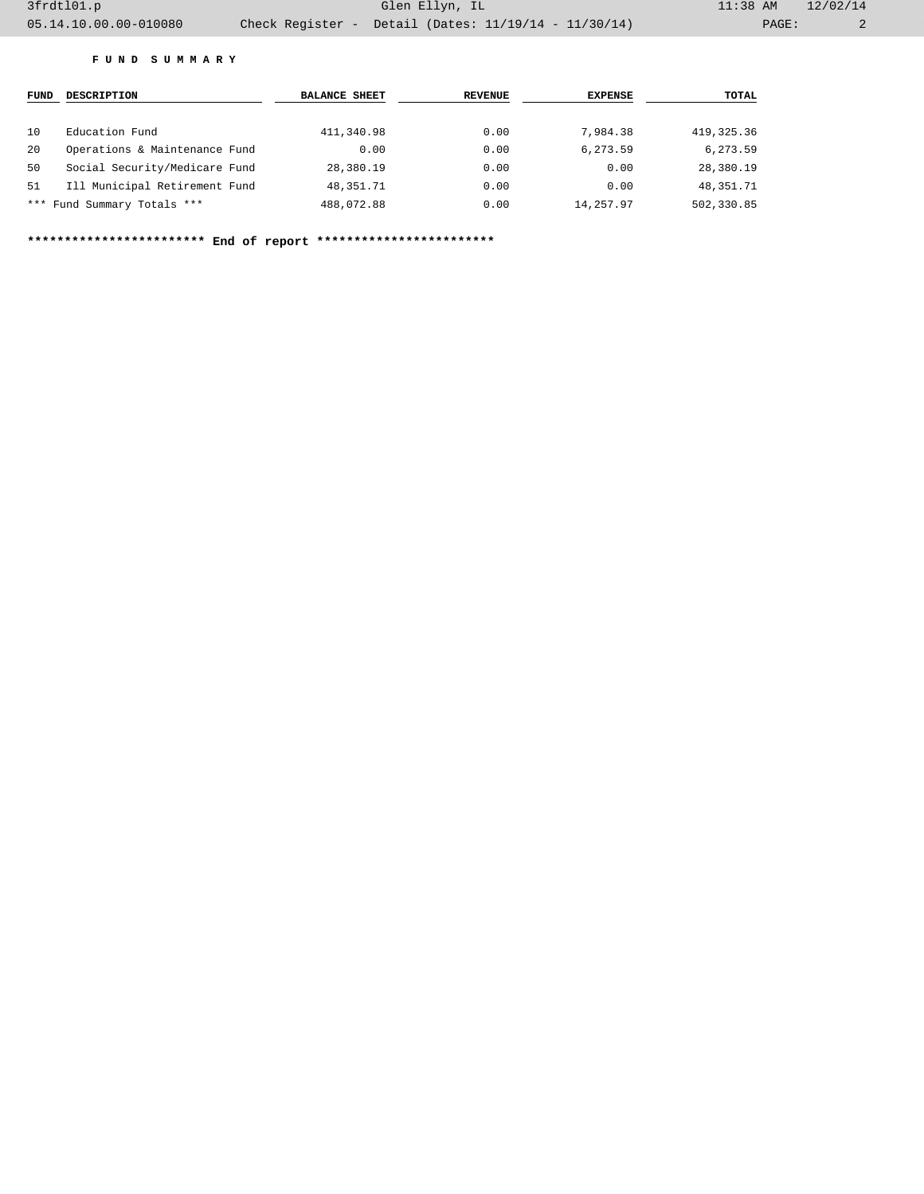**F U N D   S U M M A R Y**

| FUND | DESCRIPTION | BALANCE SHEET | REVENUE | EXPENSE | TOTAL |
|---|---|---|---|---|---|
| 10 | Education Fund | 411,340.98 | 0.00 | 7,984.38 | 419,325.36 |
| 20 | Operations & Maintenance Fund | 0.00 | 0.00 | 6,273.59 | 6,273.59 |
| 50 | Social Security/Medicare Fund | 28,380.19 | 0.00 | 0.00 | 28,380.19 |
| 51 | Ill Municipal Retirement Fund | 48,351.71 | 0.00 | 0.00 | 48,351.71 |
| *** Fund Summary Totals *** | | 488,072.88 | 0.00 | 14,257.97 | 502,330.85 |

**************************** End of report ****************************